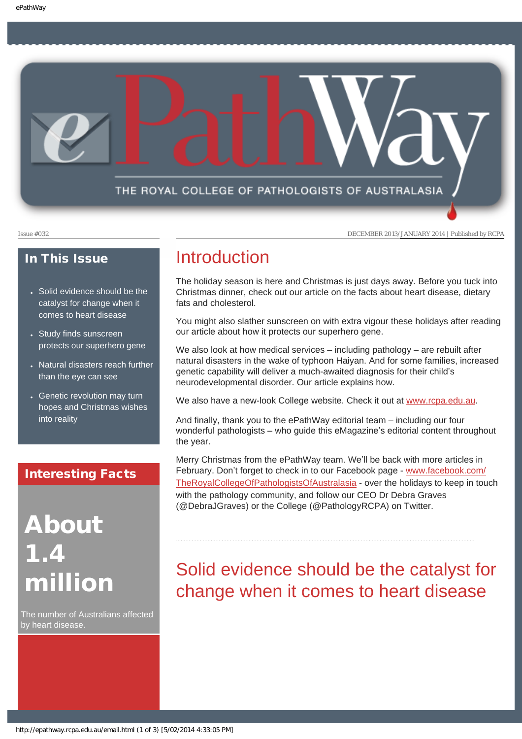# ePathWay

THE ROYAL COLLEGE OF PATHOLOGISTS OF AUSTRALASIA

Issue #032

DECEMBER 2013/JANUARY 2014 | Published by RCPA

## In This Issue

- Solid evidence should be the catalyst for change when it comes to heart disease
- Study finds sunscreen protects our superhero gene
- Natural disasters reach further than the eye can see
- Genetic revolution may turn hopes and Christmas wishes into reality

## Interesting Facts

**About 1.4 million**

The number of Australians affected by heart disease.

# Introduction

The holiday season is here and Christmas is just days away. Before you tuck into Christmas dinner, check out our article on the facts about heart disease, dietary fats and cholesterol.

You might also slather sunscreen on with extra vigour these holidays after reading our article about how it protects our superhero gene.

We also look at how medical services – including pathology – are rebuilt after natural disasters in the wake of typhoon Haiyan. And for some families, increased genetic capability will deliver a much-awaited diagnosis for their child's neurodevelopmental disorder. Our article explains how.

We also have a new-look College website. Check it out at [www.rcpa.edu.au](http://www.rcpa.edu.au).

And finally, thank you to the ePathWay editorial team – including our four wonderful pathologists – who guide this eMagazine's editorial content throughout the year.

Merry Christmas from the ePathWay team. We'll be back with more articles in February. Don't forget to check in to our Facebook page - [www.facebook.com/TheRoyalCollegeOfPathologistsOfAustralasia](http://www.facebook.com/TheRoyalCollegeOfPathologistsOfAustralasia) - over the holidays to keep in touch with the pathology community, and follow our CEO Dr Debra Graves (@DebraJGraves) or the College (@PathologyRCPA) on Twitter.

# Solid evidence should be the catalyst for change when it comes to heart disease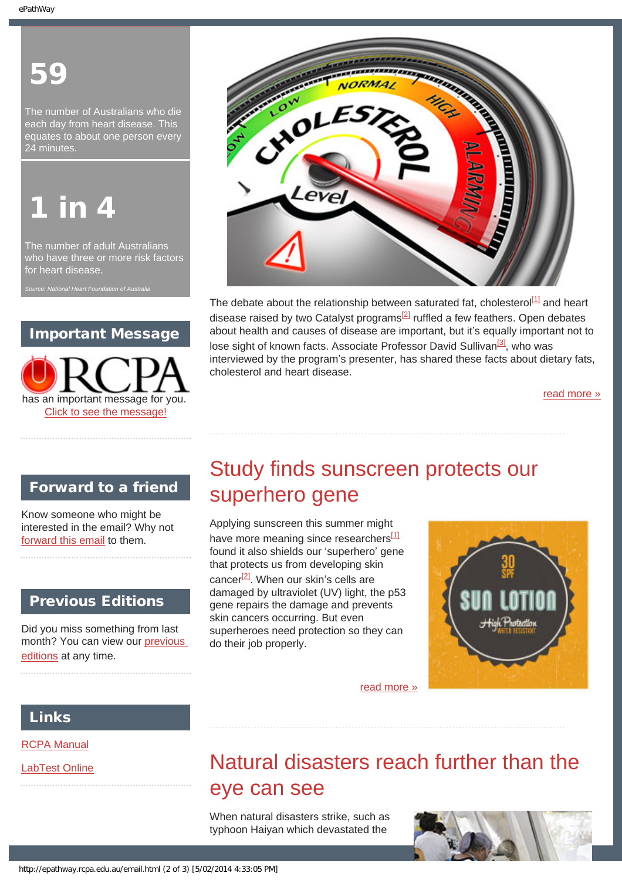**59**

The number of Australians who die each day from heart disease. This equates to about one person every 24 minutes.

**1 in 4**

The number of adult Australians who have three or more risk factors for heart disease.

*Source: National Heart Foundation of Australia*

## Important Message

RCPA has an important message for you.
Click to see the message!

## Forward to a friend

Know someone who might be interested in the email? Why not forward this email to them.

## Previous Editions

Did you miss something from last month? You can view our previous editions at any time.

## Links

RCPA Manual

LabTest Online

The debate about the relationship between saturated fat, cholesterol[1] and heart disease raised by two Catalyst programs[2] ruffled a few feathers. Open debates about health and causes of disease are important, but it's equally important not to lose sight of known facts. Associate Professor David Sullivan[3], who was interviewed by the program's presenter, has shared these facts about dietary fats, cholesterol and heart disease.

read more »

## Study finds sunscreen protects our superhero gene

Applying sunscreen this summer might have more meaning since researchers[1] found it also shields our 'superhero' gene that protects us from developing skin cancer[2]. When our skin's cells are damaged by ultraviolet (UV) light, the p53 gene repairs the damage and prevents skin cancers occurring. But even superheroes need protection so they can do their job properly.

read more »

## Natural disasters reach further than the eye can see

When natural disasters strike, such as typhoon Haiyan which devastated the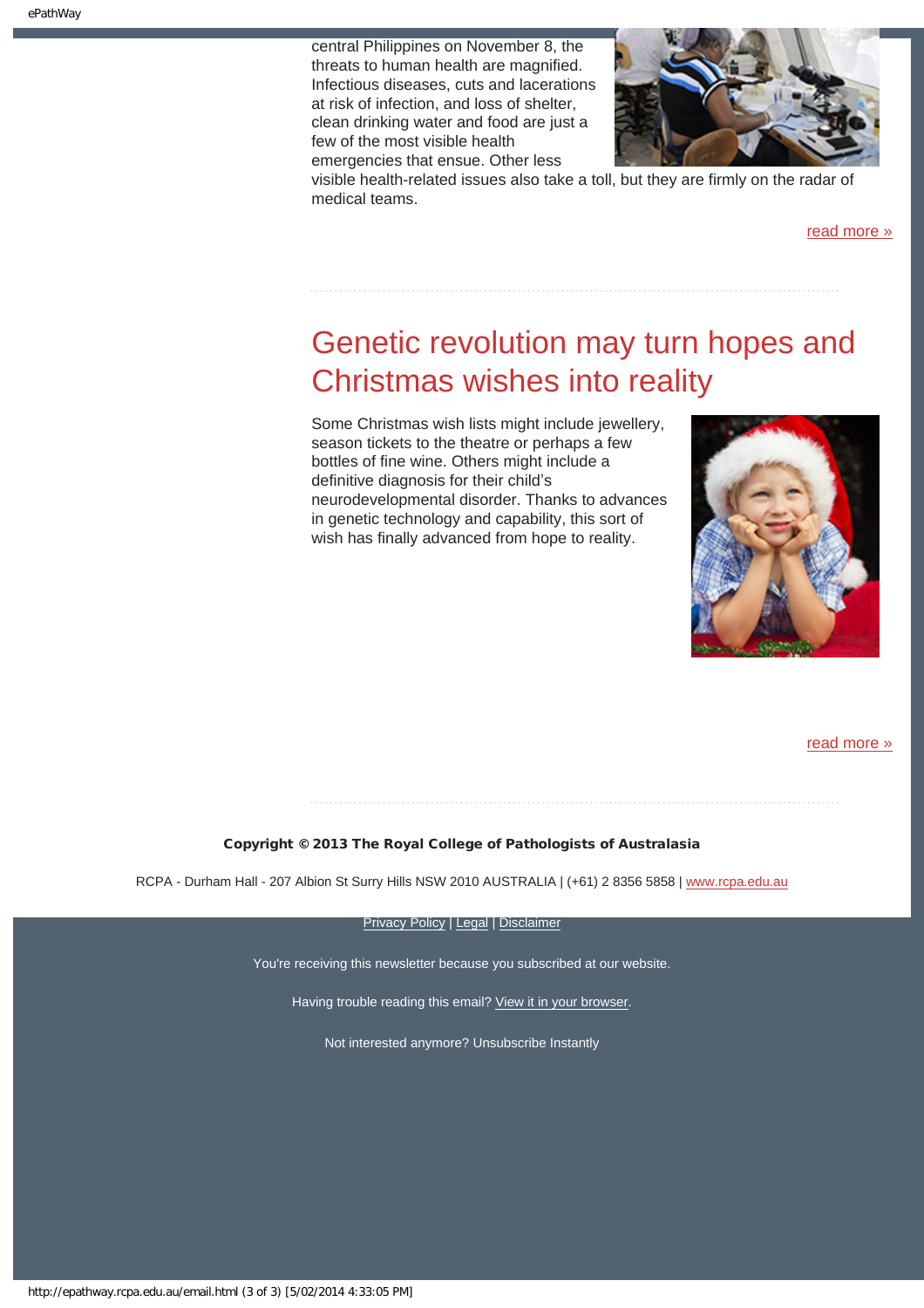central Philippines on November 8, the threats to human health are magnified. Infectious diseases, cuts and lacerations at risk of infection, and loss of shelter, clean drinking water and food are just a few of the most visible health emergencies that ensue. Other less visible health-related issues also take a toll, but they are firmly on the radar of medical teams.

read more »

## Genetic revolution may turn hopes and Christmas wishes into reality

Some Christmas wish lists might include jewellery, season tickets to the theatre or perhaps a few bottles of fine wine. Others might include a definitive diagnosis for their child's neurodevelopmental disorder. Thanks to advances in genetic technology and capability, this sort of wish has finally advanced from hope to reality.

read more »

**Copyright © 2013 The Royal College of Pathologists of Australasia**

RCPA - Durham Hall - 207 Albion St Surry Hills NSW 2010 AUSTRALIA | (+61) 2 8356 5858 | www.rcpa.edu.au

Privacy Policy | Legal | Disclaimer

You're receiving this newsletter because you subscribed at our website.

Having trouble reading this email? View it in your browser.

Not interested anymore? Unsubscribe Instantly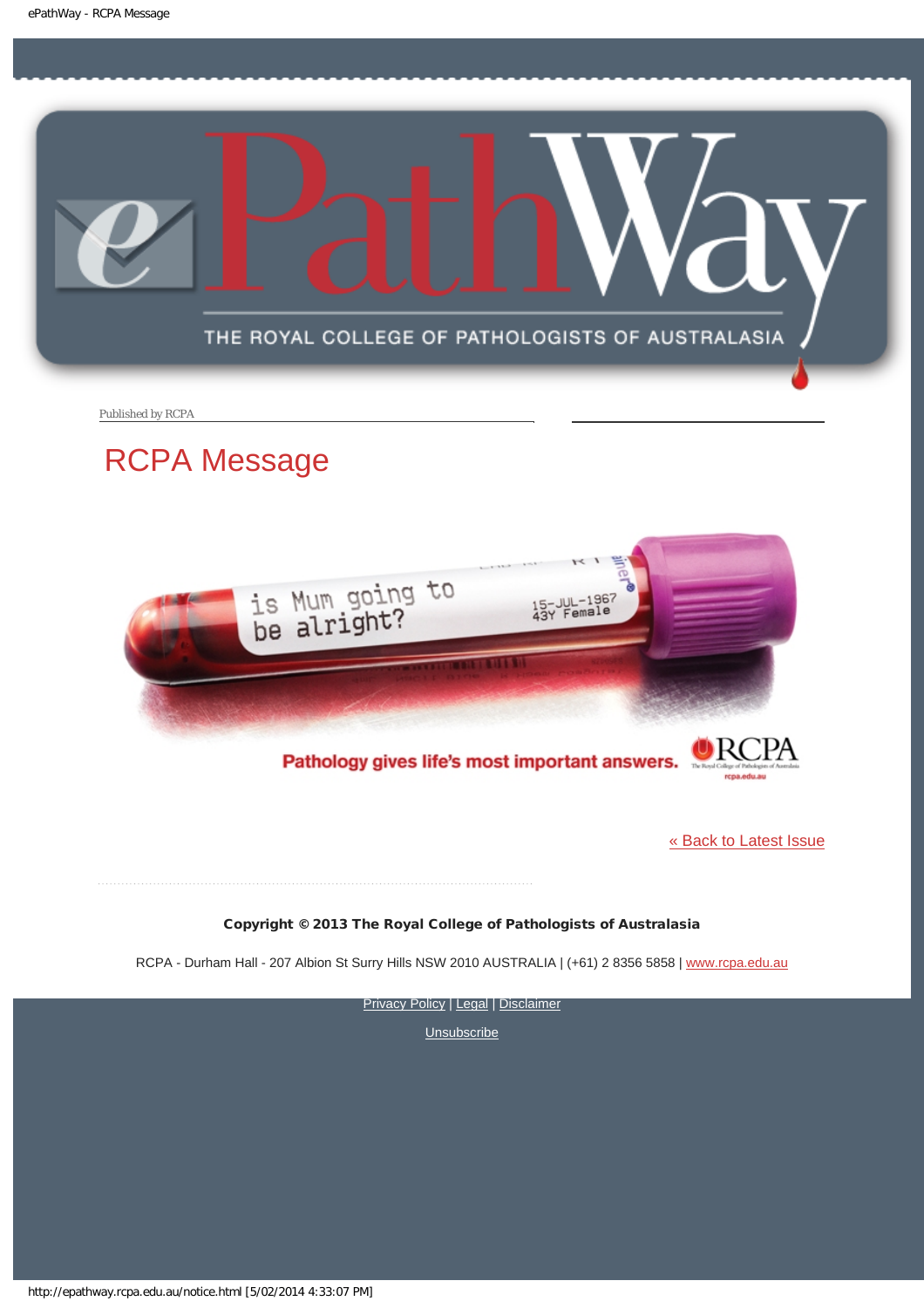Published by RCPA

# RCPA Message

is Mum going to be alright?

15-JUL-1967
43Y Female

Pathology gives life's most important answers.

RCPA
The Royal College of Pathologists of Australasia
rcpa.edu.au

« Back to Latest Issue

**Copyright © 2013 The Royal College of Pathologists of Australasia**

RCPA - Durham Hall - 207 Albion St Surry Hills NSW 2010 AUSTRALIA | (+61) 2 8356 5858 | www.rcpa.edu.au

Privacy Policy | Legal | Disclaimer

Unsubscribe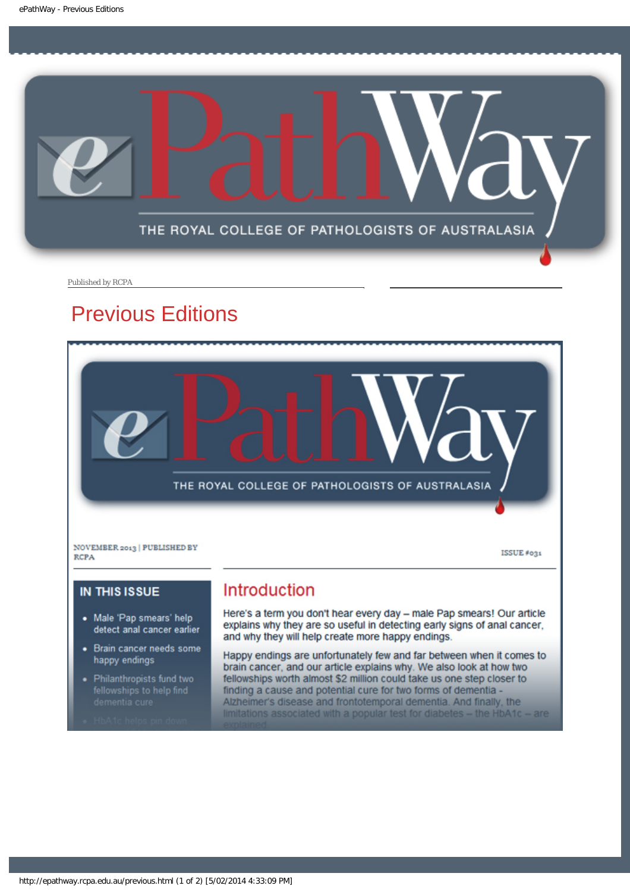Published by RCPA

# Previous Editions

NOVEMBER 2013 | PUBLISHED BY RCPA

ISSUE #031

## IN THIS ISSUE

- Male 'Pap smears' help detect anal cancer earlier
- Brain cancer needs some happy endings
- Philanthropists fund two fellowships to help find dementia cure
- HbA1c helps pin down

## Introduction

Here's a term you don't hear every day – male Pap smears! Our article explains why they are so useful in detecting early signs of anal cancer, and why they will help create more happy endings.

Happy endings are unfortunately few and far between when it comes to brain cancer, and our article explains why. We also look at how two fellowships worth almost $2 million could take us one step closer to finding a cause and potential cure for two forms of dementia - Alzheimer's disease and frontotemporal dementia. And finally, the limitations associated with a popular test for diabetes – the HbA1c – are explained.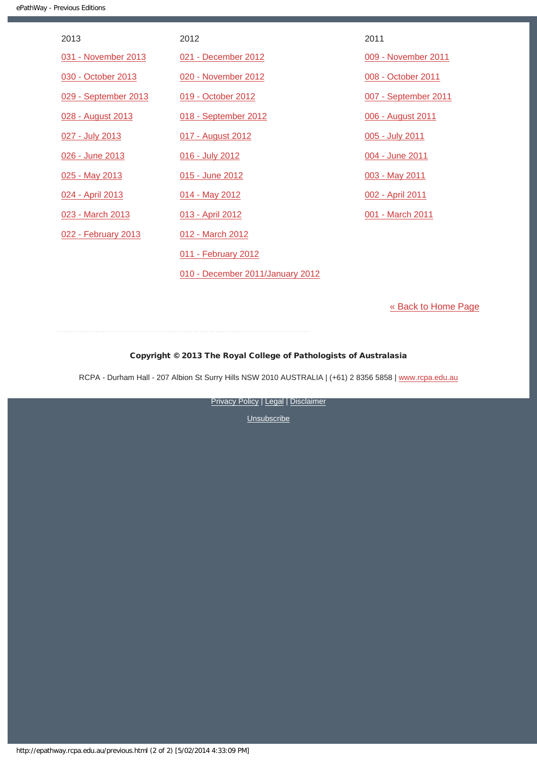| 2013 | 2012 | 2011 |
| --- | --- | --- |
| 031 - November 2013 | 021 - December 2012 | 009 - November 2011 |
| 030 - October 2013 | 020 - November 2012 | 008 - October 2011 |
| 029 - September 2013 | 019 - October 2012 | 007 - September 2011 |
| 028 - August 2013 | 018 - September 2012 | 006 - August 2011 |
| 027 - July 2013 | 017 - August 2012 | 005 - July 2011 |
| 026 - June 2013 | 016 - July 2012 | 004 - June 2011 |
| 025 - May 2013 | 015 - June 2012 | 003 - May 2011 |
| 024 - April 2013 | 014 - May 2012 | 002 - April 2011 |
| 023 - March 2013 | 013 - April 2012 | 001 - March 2011 |
| 022 - February 2013 | 012 - March 2012 | |
| | 011 - February 2012 | |
| | 010 - December 2011/January 2012 | |

« Back to Home Page

**Copyright © 2013 The Royal College of Pathologists of Australasia**

RCPA - Durham Hall - 207 Albion St Surry Hills NSW 2010 AUSTRALIA | (+61) 2 8356 5858 | www.rcpa.edu.au

Privacy Policy | Legal | Disclaimer

Unsubscribe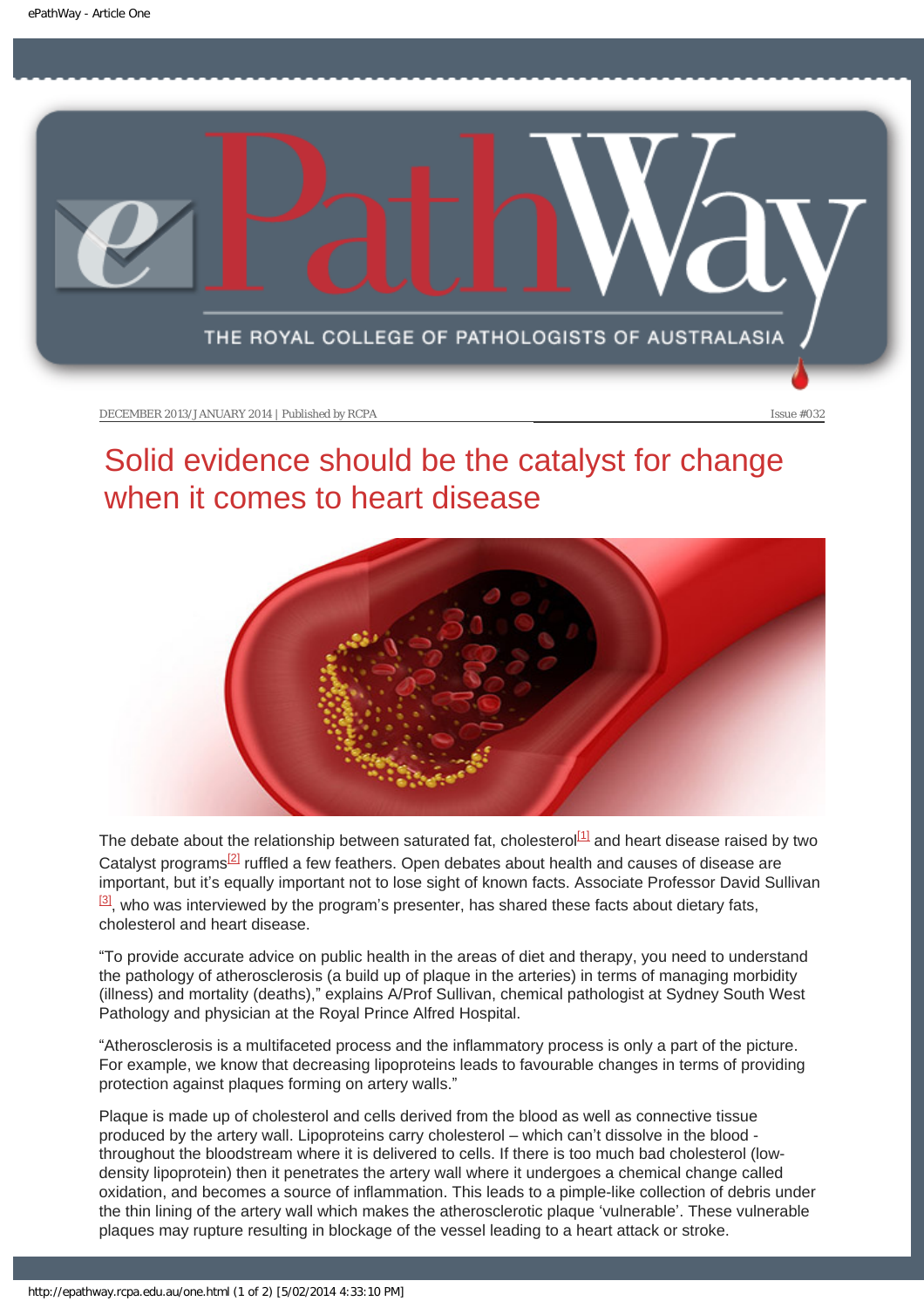DECEMBER 2013/JANUARY 2014 | Published by RCPA

Issue #032

# Solid evidence should be the catalyst for change when it comes to heart disease

The debate about the relationship between saturated fat, cholesterol[1] and heart disease raised by two Catalyst programs[2] ruffled a few feathers. Open debates about health and causes of disease are important, but it's equally important not to lose sight of known facts. Associate Professor David Sullivan [3], who was interviewed by the program's presenter, has shared these facts about dietary fats, cholesterol and heart disease.

"To provide accurate advice on public health in the areas of diet and therapy, you need to understand the pathology of atherosclerosis (a build up of plaque in the arteries) in terms of managing morbidity (illness) and mortality (deaths)," explains A/Prof Sullivan, chemical pathologist at Sydney South West Pathology and physician at the Royal Prince Alfred Hospital.

"Atherosclerosis is a multifaceted process and the inflammatory process is only a part of the picture. For example, we know that decreasing lipoproteins leads to favourable changes in terms of providing protection against plaques forming on artery walls."

Plaque is made up of cholesterol and cells derived from the blood as well as connective tissue produced by the artery wall. Lipoproteins carry cholesterol – which can't dissolve in the blood - throughout the bloodstream where it is delivered to cells. If there is too much bad cholesterol (low-density lipoprotein) then it penetrates the artery wall where it undergoes a chemical change called oxidation, and becomes a source of inflammation. This leads to a pimple-like collection of debris under the thin lining of the artery wall which makes the atherosclerotic plaque 'vulnerable'. These vulnerable plaques may rupture resulting in blockage of the vessel leading to a heart attack or stroke.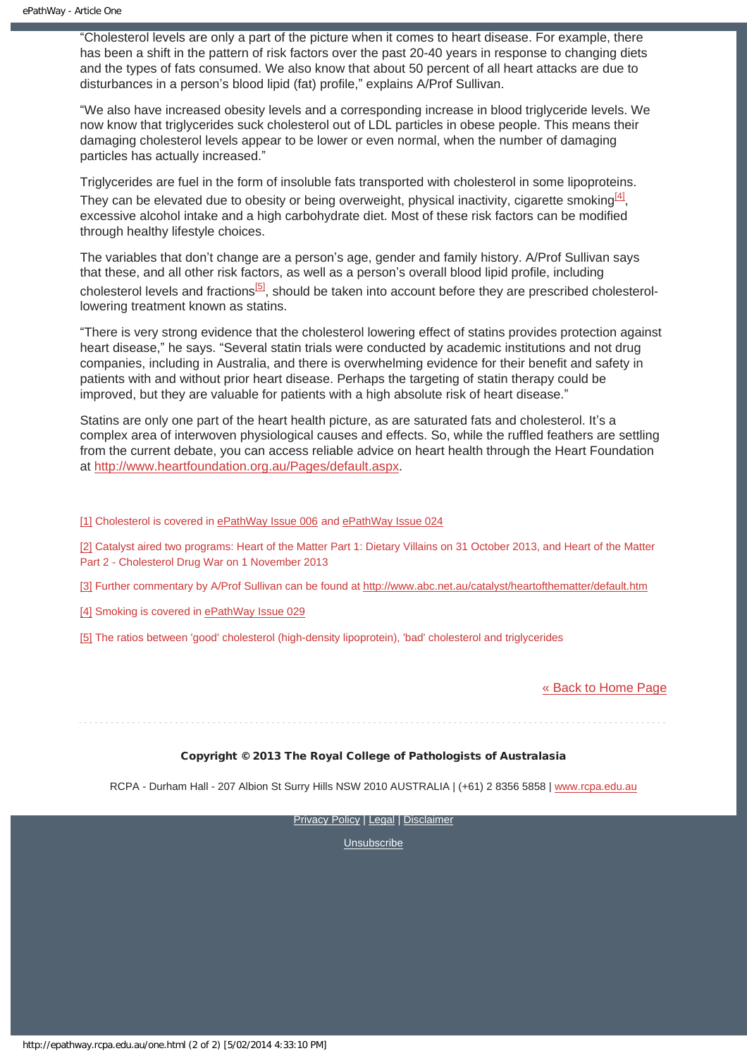"Cholesterol levels are only a part of the picture when it comes to heart disease. For example, there has been a shift in the pattern of risk factors over the past 20-40 years in response to changing diets and the types of fats consumed. We also know that about 50 percent of all heart attacks are due to disturbances in a person's blood lipid (fat) profile," explains A/Prof Sullivan.

"We also have increased obesity levels and a corresponding increase in blood triglyceride levels. We now know that triglycerides suck cholesterol out of LDL particles in obese people. This means their damaging cholesterol levels appear to be lower or even normal, when the number of damaging particles has actually increased."

Triglycerides are fuel in the form of insoluble fats transported with cholesterol in some lipoproteins. They can be elevated due to obesity or being overweight, physical inactivity, cigarette smoking[4], excessive alcohol intake and a high carbohydrate diet. Most of these risk factors can be modified through healthy lifestyle choices.

The variables that don't change are a person's age, gender and family history. A/Prof Sullivan says that these, and all other risk factors, as well as a person's overall blood lipid profile, including cholesterol levels and fractions[5], should be taken into account before they are prescribed cholesterol-lowering treatment known as statins.

"There is very strong evidence that the cholesterol lowering effect of statins provides protection against heart disease," he says. "Several statin trials were conducted by academic institutions and not drug companies, including in Australia, and there is overwhelming evidence for their benefit and safety in patients with and without prior heart disease. Perhaps the targeting of statin therapy could be improved, but they are valuable for patients with a high absolute risk of heart disease."

Statins are only one part of the heart health picture, as are saturated fats and cholesterol. It's a complex area of interwoven physiological causes and effects. So, while the ruffled feathers are settling from the current debate, you can access reliable advice on heart health through the Heart Foundation at http://www.heartfoundation.org.au/Pages/default.aspx.

[1] Cholesterol is covered in ePathWay Issue 006 and ePathWay Issue 024

[2] Catalyst aired two programs: Heart of the Matter Part 1: Dietary Villains on 31 October 2013, and Heart of the Matter Part 2 - Cholesterol Drug War on 1 November 2013

[3] Further commentary by A/Prof Sullivan can be found at http://www.abc.net.au/catalyst/heartofthematter/default.htm

[4] Smoking is covered in ePathWay Issue 029

[5] The ratios between 'good' cholesterol (high-density lipoprotein), 'bad' cholesterol and triglycerides

« Back to Home Page

**Copyright © 2013 The Royal College of Pathologists of Australasia**

RCPA - Durham Hall - 207 Albion St Surry Hills NSW 2010 AUSTRALIA | (+61) 2 8356 5858 | www.rcpa.edu.au

Privacy Policy | Legal | Disclaimer

Unsubscribe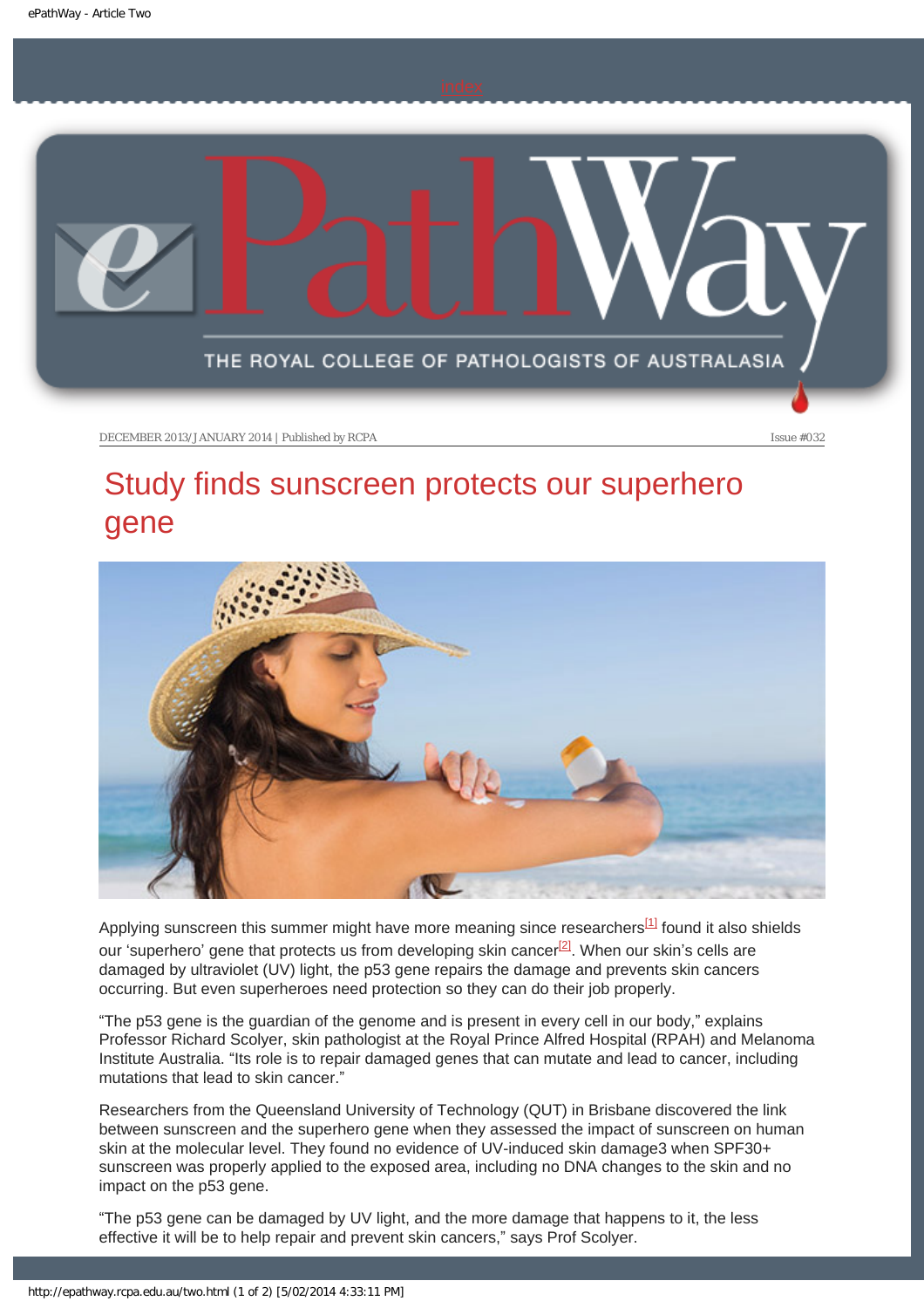DECEMBER 2013/JANUARY 2014 | Published by RCPA

Issue #032

# Study finds sunscreen protects our superhero gene

Applying sunscreen this summer might have more meaning since researchers[1] found it also shields our 'superhero' gene that protects us from developing skin cancer[2]. When our skin's cells are damaged by ultraviolet (UV) light, the p53 gene repairs the damage and prevents skin cancers occurring. But even superheroes need protection so they can do their job properly.

"The p53 gene is the guardian of the genome and is present in every cell in our body," explains Professor Richard Scolyer, skin pathologist at the Royal Prince Alfred Hospital (RPAH) and Melanoma Institute Australia. "Its role is to repair damaged genes that can mutate and lead to cancer, including mutations that lead to skin cancer."

Researchers from the Queensland University of Technology (QUT) in Brisbane discovered the link between sunscreen and the superhero gene when they assessed the impact of sunscreen on human skin at the molecular level. They found no evidence of UV-induced skin damage3 when SPF30+ sunscreen was properly applied to the exposed area, including no DNA changes to the skin and no impact on the p53 gene.

"The p53 gene can be damaged by UV light, and the more damage that happens to it, the less effective it will be to help repair and prevent skin cancers," says Prof Scolyer.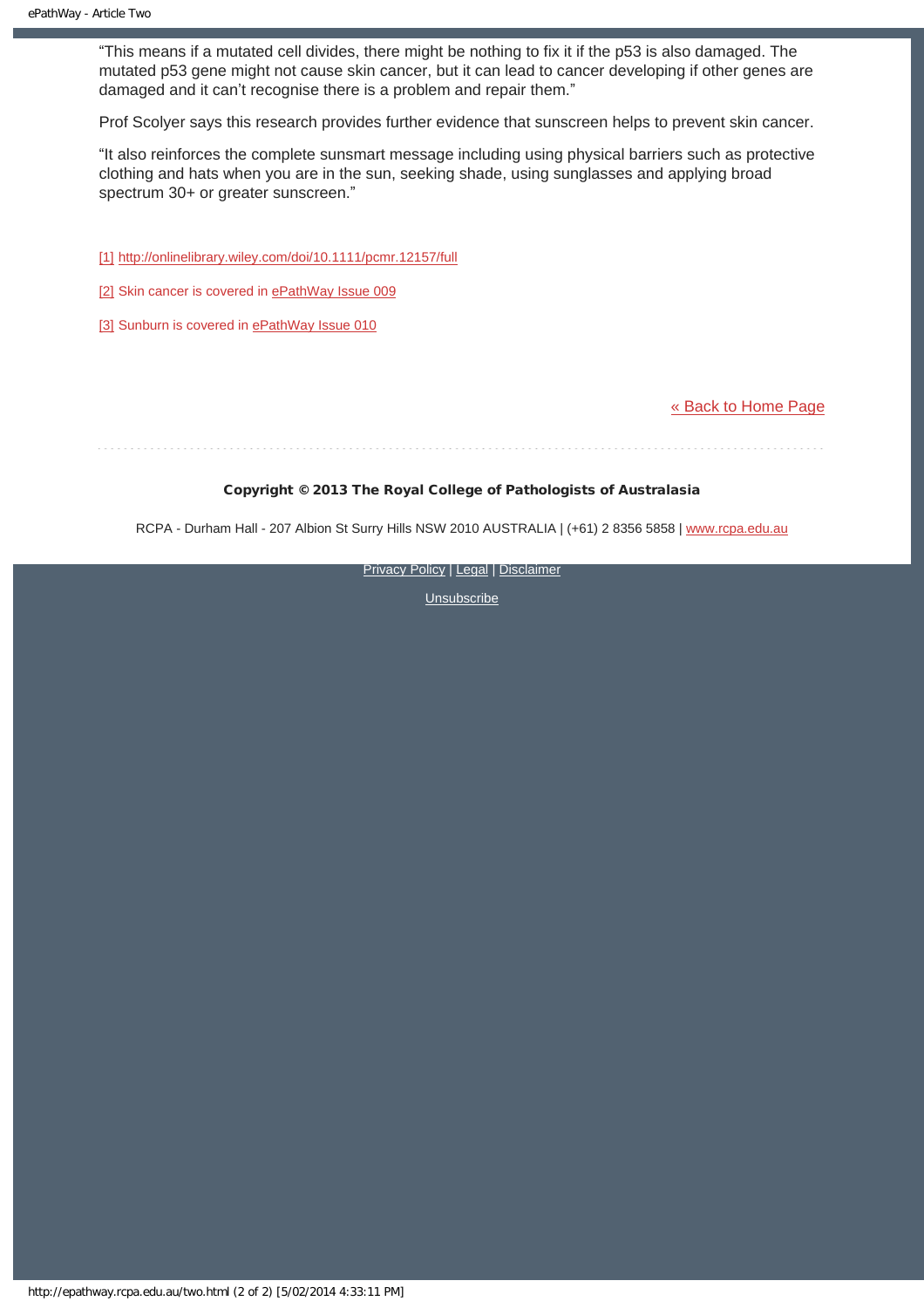"This means if a mutated cell divides, there might be nothing to fix it if the p53 is also damaged. The mutated p53 gene might not cause skin cancer, but it can lead to cancer developing if other genes are damaged and it can't recognise there is a problem and repair them."

Prof Scolyer says this research provides further evidence that sunscreen helps to prevent skin cancer.

"It also reinforces the complete sunsmart message including using physical barriers such as protective clothing and hats when you are in the sun, seeking shade, using sunglasses and applying broad spectrum 30+ or greater sunscreen."

[1] http://onlinelibrary.wiley.com/doi/10.1111/pcmr.12157/full

[2] Skin cancer is covered in ePathWay Issue 009

[3] Sunburn is covered in ePathWay Issue 010

« Back to Home Page

**Copyright © 2013 The Royal College of Pathologists of Australasia**

RCPA - Durham Hall - 207 Albion St Surry Hills NSW 2010 AUSTRALIA | (+61) 2 8356 5858 | www.rcpa.edu.au

Privacy Policy | Legal | Disclaimer

Unsubscribe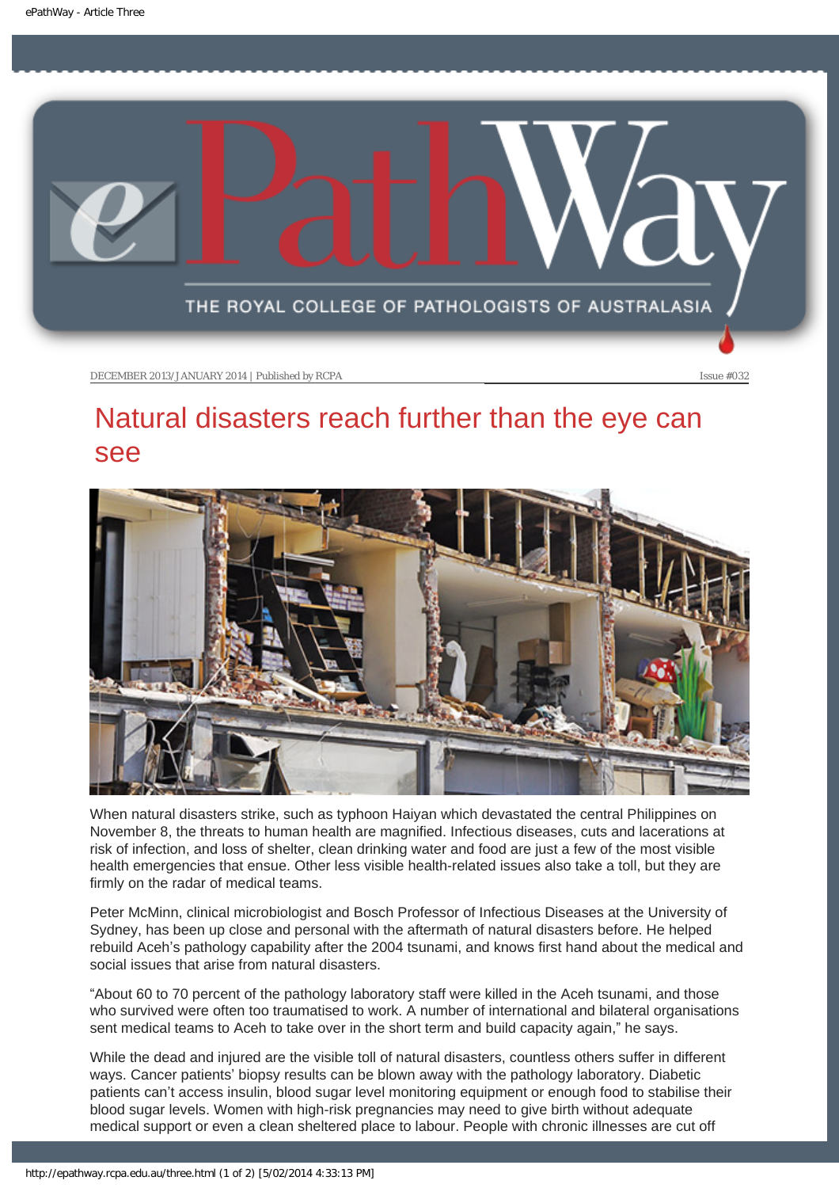DECEMBER 2013/JANUARY 2014 | Published by RCPA

Issue #032

# Natural disasters reach further than the eye can see

When natural disasters strike, such as typhoon Haiyan which devastated the central Philippines on November 8, the threats to human health are magnified. Infectious diseases, cuts and lacerations at risk of infection, and loss of shelter, clean drinking water and food are just a few of the most visible health emergencies that ensue. Other less visible health-related issues also take a toll, but they are firmly on the radar of medical teams.

Peter McMinn, clinical microbiologist and Bosch Professor of Infectious Diseases at the University of Sydney, has been up close and personal with the aftermath of natural disasters before. He helped rebuild Aceh's pathology capability after the 2004 tsunami, and knows first hand about the medical and social issues that arise from natural disasters.

"About 60 to 70 percent of the pathology laboratory staff were killed in the Aceh tsunami, and those who survived were often too traumatised to work. A number of international and bilateral organisations sent medical teams to Aceh to take over in the short term and build capacity again," he says.

While the dead and injured are the visible toll of natural disasters, countless others suffer in different ways. Cancer patients' biopsy results can be blown away with the pathology laboratory. Diabetic patients can't access insulin, blood sugar level monitoring equipment or enough food to stabilise their blood sugar levels. Women with high-risk pregnancies may need to give birth without adequate medical support or even a clean sheltered place to labour. People with chronic illnesses are cut off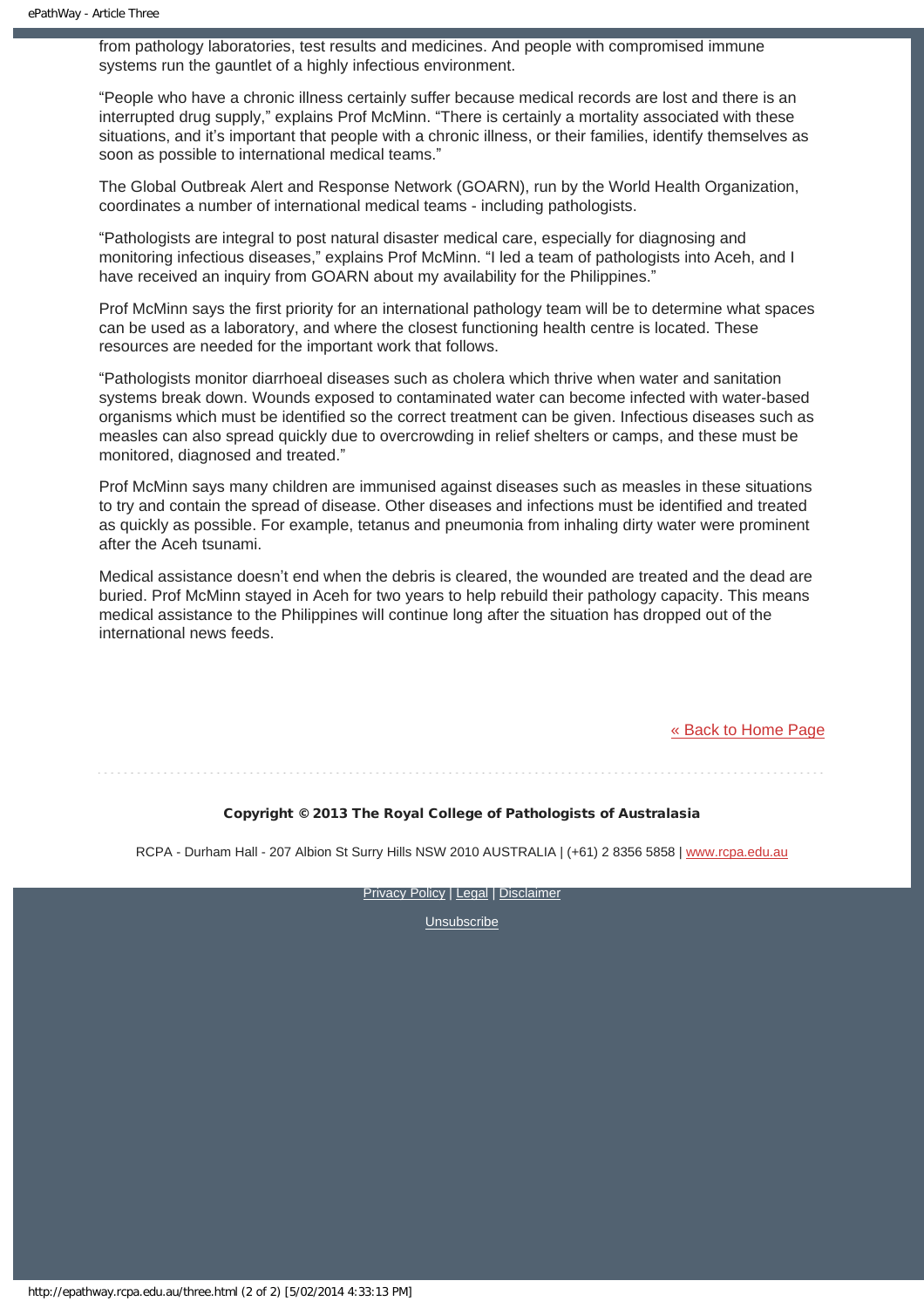from pathology laboratories, test results and medicines. And people with compromised immune systems run the gauntlet of a highly infectious environment.

"People who have a chronic illness certainly suffer because medical records are lost and there is an interrupted drug supply," explains Prof McMinn. "There is certainly a mortality associated with these situations, and it's important that people with a chronic illness, or their families, identify themselves as soon as possible to international medical teams."

The Global Outbreak Alert and Response Network (GOARN), run by the World Health Organization, coordinates a number of international medical teams - including pathologists.

"Pathologists are integral to post natural disaster medical care, especially for diagnosing and monitoring infectious diseases," explains Prof McMinn. "I led a team of pathologists into Aceh, and I have received an inquiry from GOARN about my availability for the Philippines."

Prof McMinn says the first priority for an international pathology team will be to determine what spaces can be used as a laboratory, and where the closest functioning health centre is located. These resources are needed for the important work that follows.

"Pathologists monitor diarrhoeal diseases such as cholera which thrive when water and sanitation systems break down. Wounds exposed to contaminated water can become infected with water-based organisms which must be identified so the correct treatment can be given. Infectious diseases such as measles can also spread quickly due to overcrowding in relief shelters or camps, and these must be monitored, diagnosed and treated."

Prof McMinn says many children are immunised against diseases such as measles in these situations to try and contain the spread of disease. Other diseases and infections must be identified and treated as quickly as possible. For example, tetanus and pneumonia from inhaling dirty water were prominent after the Aceh tsunami.

Medical assistance doesn't end when the debris is cleared, the wounded are treated and the dead are buried. Prof McMinn stayed in Aceh for two years to help rebuild their pathology capacity. This means medical assistance to the Philippines will continue long after the situation has dropped out of the international news feeds.

« Back to Home Page

**Copyright © 2013 The Royal College of Pathologists of Australasia**

RCPA - Durham Hall - 207 Albion St Surry Hills NSW 2010 AUSTRALIA | (+61) 2 8356 5858 | www.rcpa.edu.au

Privacy Policy | Legal | Disclaimer

Unsubscribe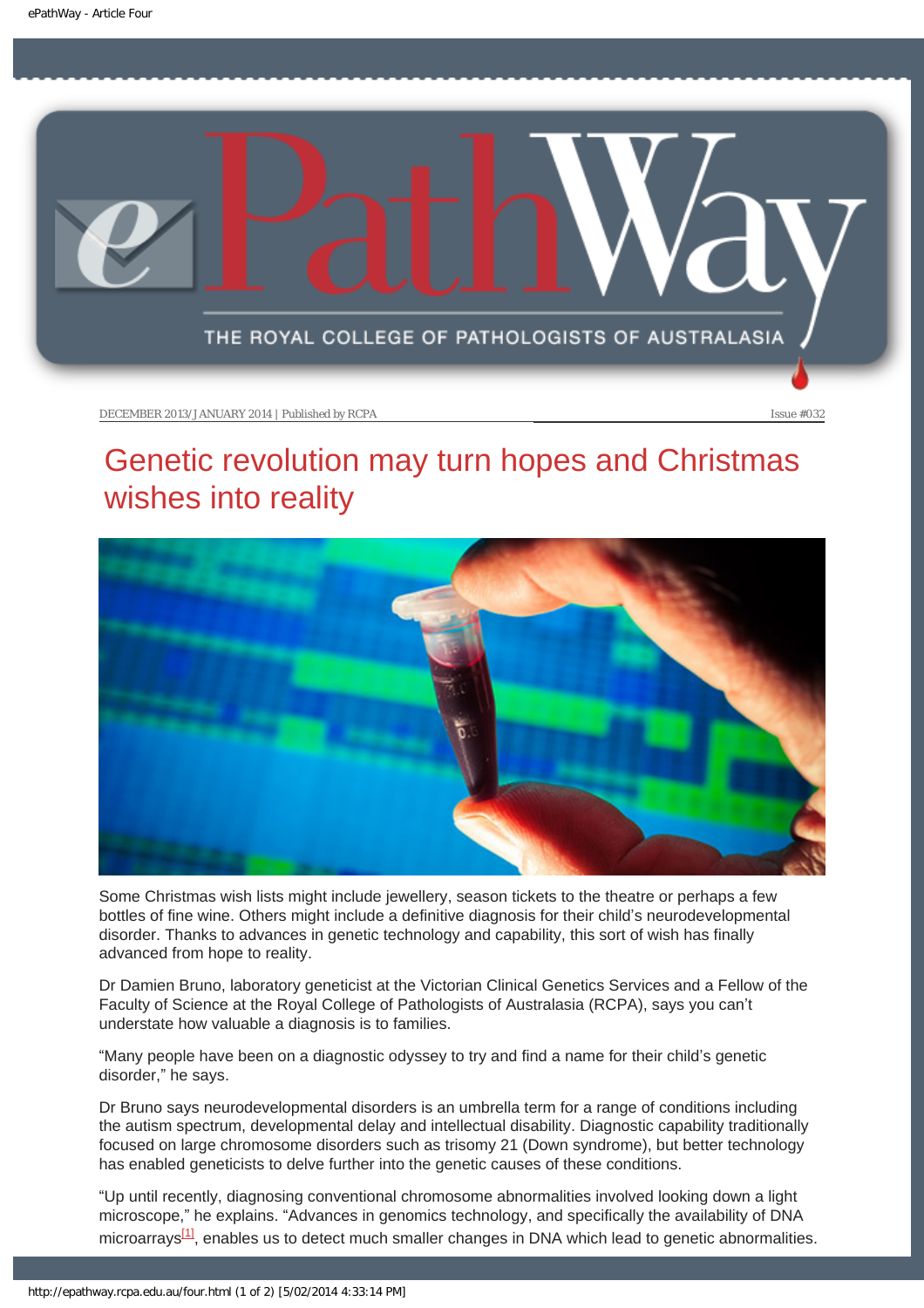# Genetic revolution may turn hopes and Christmas wishes into reality

Some Christmas wish lists might include jewellery, season tickets to the theatre or perhaps a few bottles of fine wine. Others might include a definitive diagnosis for their child's neurodevelopmental disorder. Thanks to advances in genetic technology and capability, this sort of wish has finally advanced from hope to reality.

Dr Damien Bruno, laboratory geneticist at the Victorian Clinical Genetics Services and a Fellow of the Faculty of Science at the Royal College of Pathologists of Australasia (RCPA), says you can't understate how valuable a diagnosis is to families.

"Many people have been on a diagnostic odyssey to try and find a name for their child's genetic disorder," he says.

Dr Bruno says neurodevelopmental disorders is an umbrella term for a range of conditions including the autism spectrum, developmental delay and intellectual disability. Diagnostic capability traditionally focused on large chromosome disorders such as trisomy 21 (Down syndrome), but better technology has enabled geneticists to delve further into the genetic causes of these conditions.

"Up until recently, diagnosing conventional chromosome abnormalities involved looking down a light microscope," he explains. "Advances in genomics technology, and specifically the availability of DNA microarrays[1], enables us to detect much smaller changes in DNA which lead to genetic abnormalities.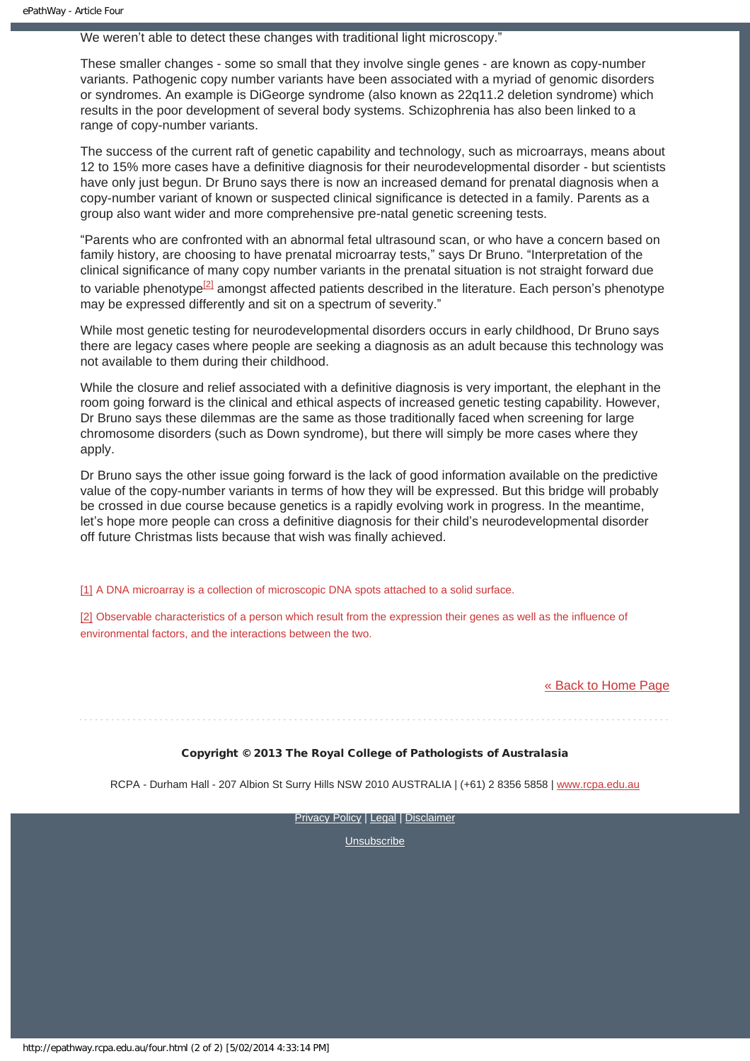We weren't able to detect these changes with traditional light microscopy."

These smaller changes - some so small that they involve single genes - are known as copy-number variants. Pathogenic copy number variants have been associated with a myriad of genomic disorders or syndromes. An example is DiGeorge syndrome (also known as 22q11.2 deletion syndrome) which results in the poor development of several body systems. Schizophrenia has also been linked to a range of copy-number variants.

The success of the current raft of genetic capability and technology, such as microarrays, means about 12 to 15% more cases have a definitive diagnosis for their neurodevelopmental disorder - but scientists have only just begun. Dr Bruno says there is now an increased demand for prenatal diagnosis when a copy-number variant of known or suspected clinical significance is detected in a family. Parents as a group also want wider and more comprehensive pre-natal genetic screening tests.

"Parents who are confronted with an abnormal fetal ultrasound scan, or who have a concern based on family history, are choosing to have prenatal microarray tests," says Dr Bruno. "Interpretation of the clinical significance of many copy number variants in the prenatal situation is not straight forward due to variable phenotype[2] amongst affected patients described in the literature. Each person's phenotype may be expressed differently and sit on a spectrum of severity."

While most genetic testing for neurodevelopmental disorders occurs in early childhood, Dr Bruno says there are legacy cases where people are seeking a diagnosis as an adult because this technology was not available to them during their childhood.

While the closure and relief associated with a definitive diagnosis is very important, the elephant in the room going forward is the clinical and ethical aspects of increased genetic testing capability. However, Dr Bruno says these dilemmas are the same as those traditionally faced when screening for large chromosome disorders (such as Down syndrome), but there will simply be more cases where they apply.

Dr Bruno says the other issue going forward is the lack of good information available on the predictive value of the copy-number variants in terms of how they will be expressed. But this bridge will probably be crossed in due course because genetics is a rapidly evolving work in progress. In the meantime, let's hope more people can cross a definitive diagnosis for their child's neurodevelopmental disorder off future Christmas lists because that wish was finally achieved.

[1] A DNA microarray is a collection of microscopic DNA spots attached to a solid surface.

[2] Observable characteristics of a person which result from the expression their genes as well as the influence of environmental factors, and the interactions between the two.

« Back to Home Page

**Copyright © 2013 The Royal College of Pathologists of Australasia**

RCPA - Durham Hall - 207 Albion St Surry Hills NSW 2010 AUSTRALIA | (+61) 2 8356 5858 | www.rcpa.edu.au

Privacy Policy | Legal | Disclaimer

Unsubscribe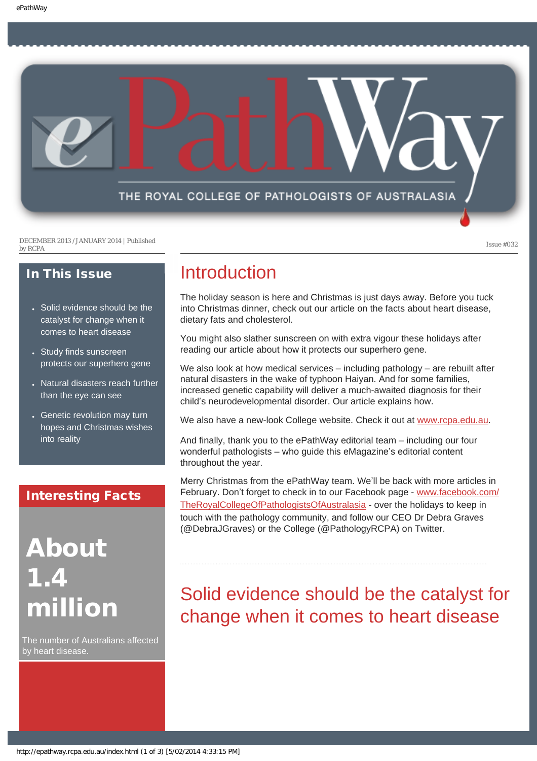DECEMBER 2013 / JANUARY 2014 | Published by RCPA

Issue #032

## In This Issue

- Solid evidence should be the catalyst for change when it comes to heart disease
- Study finds sunscreen protects our superhero gene
- Natural disasters reach further than the eye can see
- Genetic revolution may turn hopes and Christmas wishes into reality

## Interesting Facts

**About 1.4 million**

The number of Australians affected by heart disease.

# Introduction

The holiday season is here and Christmas is just days away. Before you tuck into Christmas dinner, check out our article on the facts about heart disease, dietary fats and cholesterol.

You might also slather sunscreen on with extra vigour these holidays after reading our article about how it protects our superhero gene.

We also look at how medical services – including pathology – are rebuilt after natural disasters in the wake of typhoon Haiyan. And for some families, increased genetic capability will deliver a much-awaited diagnosis for their child's neurodevelopmental disorder. Our article explains how.

We also have a new-look College website. Check it out at www.rcpa.edu.au.

And finally, thank you to the ePathWay editorial team – including our four wonderful pathologists – who guide this eMagazine's editorial content throughout the year.

Merry Christmas from the ePathWay team. We'll be back with more articles in February. Don't forget to check in to our Facebook page - www.facebook.com/TheRoyalCollegeOfPathologistsOfAustralasia - over the holidays to keep in touch with the pathology community, and follow our CEO Dr Debra Graves (@DebraJGraves) or the College (@PathologyRCPA) on Twitter.

# Solid evidence should be the catalyst for change when it comes to heart disease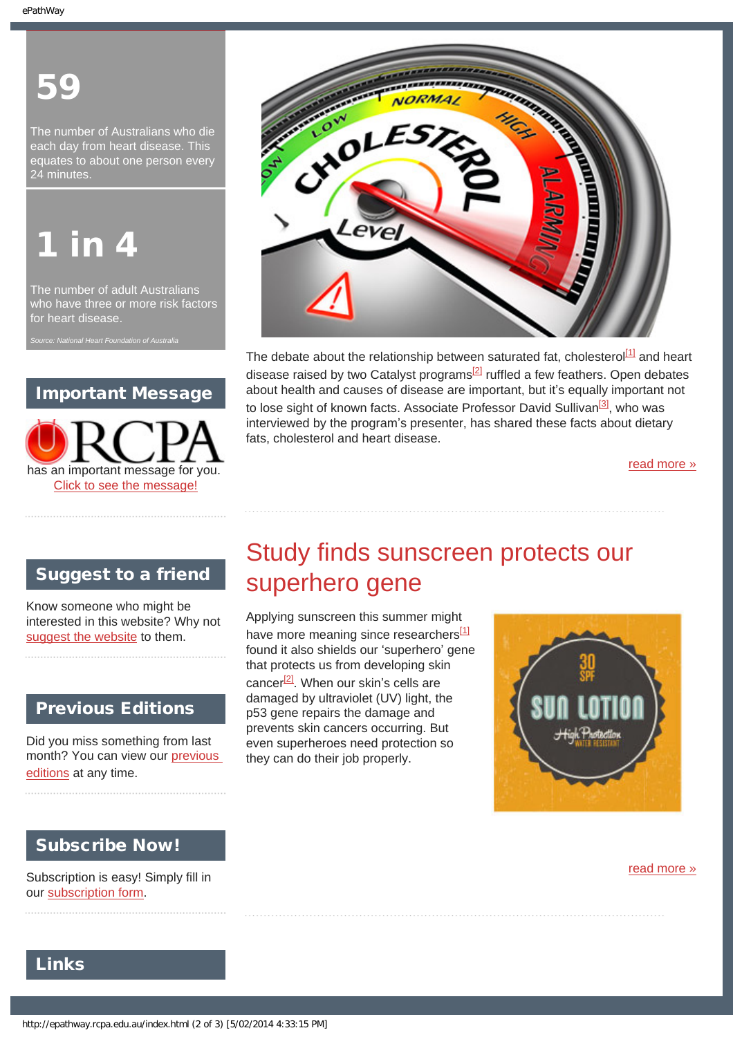**59**

The number of Australians who die each day from heart disease. This equates to about one person every 24 minutes.

**1 in 4**

The number of adult Australians who have three or more risk factors for heart disease.

*Source: National Heart Foundation of Australia*

## Important Message

RCPA has an important message for you.
Click to see the message!

## Suggest to a friend

Know someone who might be interested in this website? Why not suggest the website to them.

## Previous Editions

Did you miss something from last month? You can view our previous editions at any time.

## Subscribe Now!

Subscription is easy! Simply fill in our subscription form.

## Links

The debate about the relationship between saturated fat, cholesterol[1] and heart disease raised by two Catalyst programs[2] ruffled a few feathers. Open debates about health and causes of disease are important, but it's equally important not to lose sight of known facts. Associate Professor David Sullivan[3], who was interviewed by the program's presenter, has shared these facts about dietary fats, cholesterol and heart disease.

read more »

## Study finds sunscreen protects our superhero gene

Applying sunscreen this summer might have more meaning since researchers[1] found it also shields our 'superhero' gene that protects us from developing skin cancer[2]. When our skin's cells are damaged by ultraviolet (UV) light, the p53 gene repairs the damage and prevents skin cancers occurring. But even superheroes need protection so they can do their job properly.

read more »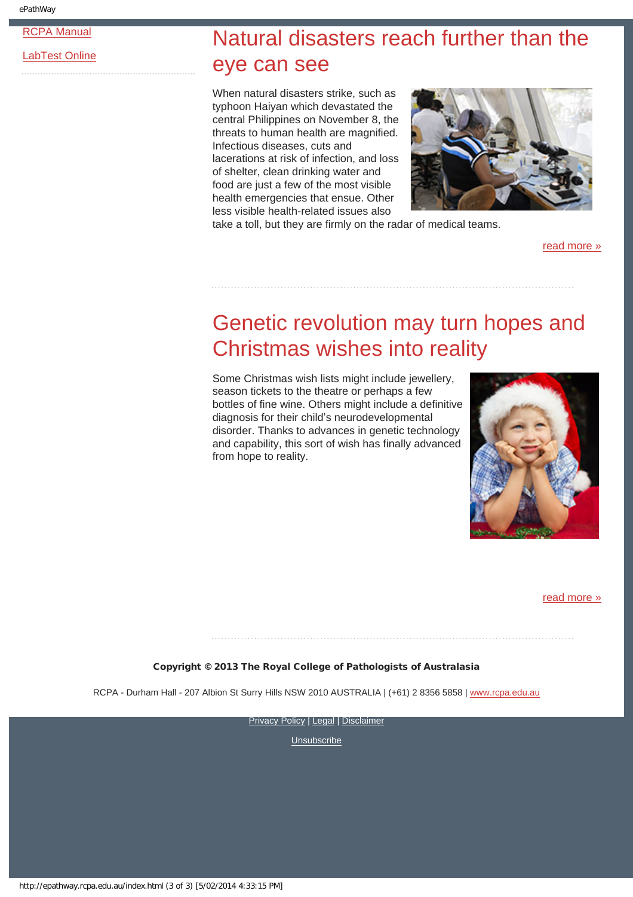RCPA Manual

LabTest Online

# Natural disasters reach further than the eye can see

When natural disasters strike, such as typhoon Haiyan which devastated the central Philippines on November 8, the threats to human health are magnified. Infectious diseases, cuts and lacerations at risk of infection, and loss of shelter, clean drinking water and food are just a few of the most visible health emergencies that ensue. Other less visible health-related issues also take a toll, but they are firmly on the radar of medical teams.

read more »

# Genetic revolution may turn hopes and Christmas wishes into reality

Some Christmas wish lists might include jewellery, season tickets to the theatre or perhaps a few bottles of fine wine. Others might include a definitive diagnosis for their child's neurodevelopmental disorder. Thanks to advances in genetic technology and capability, this sort of wish has finally advanced from hope to reality.

read more »

**Copyright © 2013 The Royal College of Pathologists of Australasia**

RCPA - Durham Hall - 207 Albion St Surry Hills NSW 2010 AUSTRALIA | (+61) 2 8356 5858 | www.rcpa.edu.au

Privacy Policy | Legal | Disclaimer

Unsubscribe